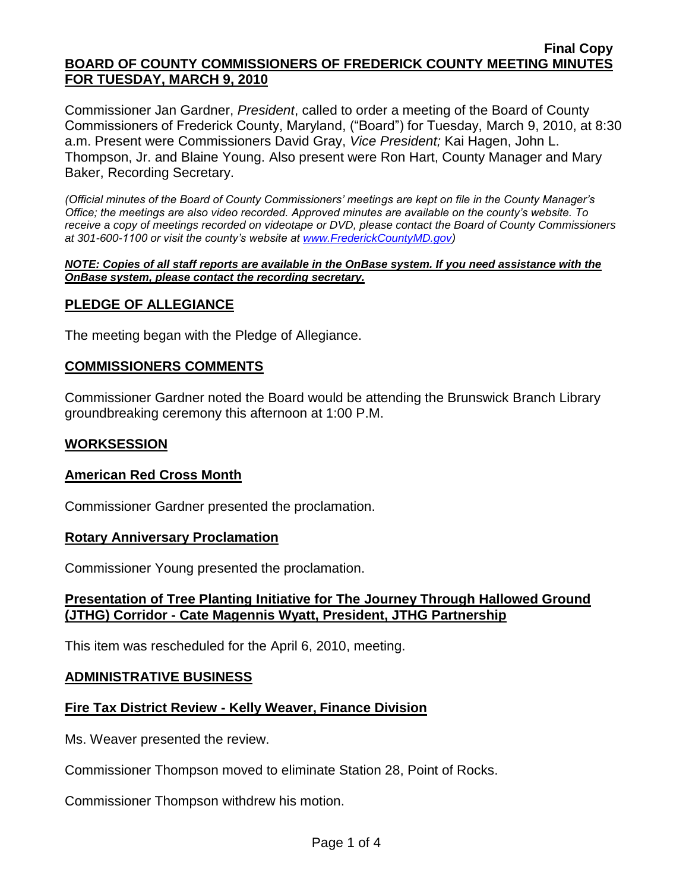**Final Copy**

**BOARD OF COUNTY COMMISSIONERS OF FREDERICK COUNTY MEETING MINUTES FOR TUESDAY, MARCH 9, 2010**

Commissioner Jan Gardner, *President*, called to order a meeting of the Board of County Commissioners of Frederick County, Maryland, ("Board") for Tuesday, March 9, 2010, at 8:30 a.m. Present were Commissioners David Gray, *Vice President;* Kai Hagen, John L. Thompson, Jr. and Blaine Young. Also present were Ron Hart, County Manager and Mary Baker, Recording Secretary.

*(Official minutes of the Board of County Commissioners' meetings are kept on file in the County Manager's Office; the meetings are also video recorded. Approved minutes are available on the county's website. To receive a copy of meetings recorded on videotape or DVD, please contact the Board of County Commissioners at 301-600-1100 or visit the county's website at www.FrederickCountyMD.gov)*

***NOTE: Copies of all staff reports are available in the OnBase system. If you need assistance with the OnBase system, please contact the recording secretary.***

## PLEDGE OF ALLEGIANCE

The meeting began with the Pledge of Allegiance.

## COMMISSIONERS COMMENTS

Commissioner Gardner noted the Board would be attending the Brunswick Branch Library groundbreaking ceremony this afternoon at 1:00 P.M.

## WORKSESSION

### American Red Cross Month

Commissioner Gardner presented the proclamation.

### Rotary Anniversary Proclamation

Commissioner Young presented the proclamation.

### Presentation of Tree Planting Initiative for The Journey Through Hallowed Ground (JTHG) Corridor - Cate Magennis Wyatt, President, JTHG Partnership

This item was rescheduled for the April 6, 2010, meeting.

## ADMINISTRATIVE BUSINESS

### Fire Tax District Review - Kelly Weaver, Finance Division

Ms. Weaver presented the review.

Commissioner Thompson moved to eliminate Station 28, Point of Rocks.

Commissioner Thompson withdrew his motion.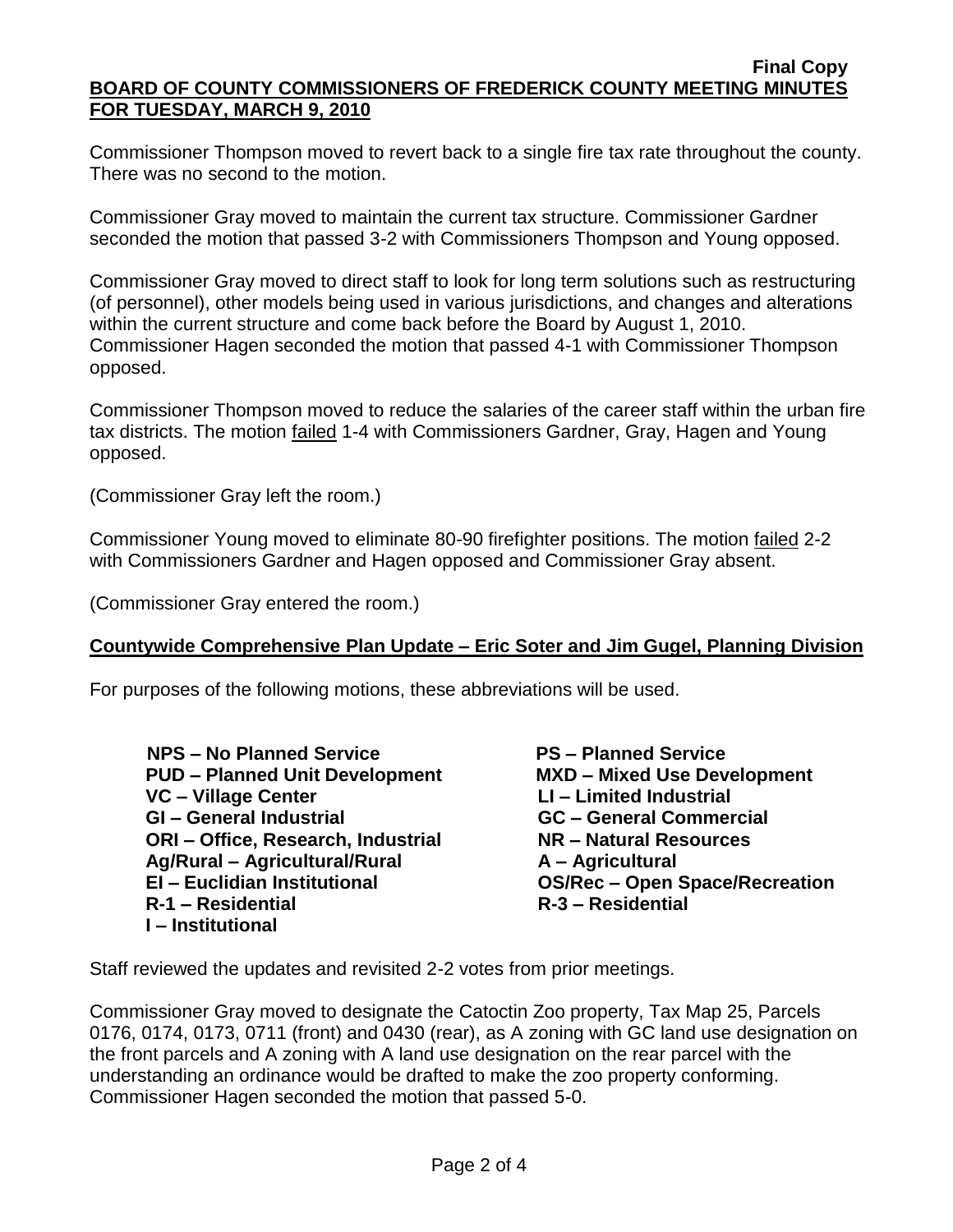Commissioner Thompson moved to revert back to a single fire tax rate throughout the county. There was no second to the motion.

Commissioner Gray moved to maintain the current tax structure. Commissioner Gardner seconded the motion that passed 3-2 with Commissioners Thompson and Young opposed.

Commissioner Gray moved to direct staff to look for long term solutions such as restructuring (of personnel), other models being used in various jurisdictions, and changes and alterations within the current structure and come back before the Board by August 1, 2010. Commissioner Hagen seconded the motion that passed 4-1 with Commissioner Thompson opposed.

Commissioner Thompson moved to reduce the salaries of the career staff within the urban fire tax districts. The motion failed 1-4 with Commissioners Gardner, Gray, Hagen and Young opposed.

(Commissioner Gray left the room.)

Commissioner Young moved to eliminate 80-90 firefighter positions. The motion failed 2-2 with Commissioners Gardner and Hagen opposed and Commissioner Gray absent.

(Commissioner Gray entered the room.)

## Countywide Comprehensive Plan Update – Eric Soter and Jim Gugel, Planning Division

For purposes of the following motions, these abbreviations will be used.

**NPS – No Planned Service**
**PUD – Planned Unit Development**
**VC – Village Center**
**GI – General Industrial**
**ORI – Office, Research, Industrial**
**Ag/Rural – Agricultural/Rural**
**EI – Euclidian Institutional**
**R-1 – Residential**
**I – Institutional**
**PS – Planned Service**
**MXD – Mixed Use Development**
**LI – Limited Industrial**
**GC – General Commercial**
**NR – Natural Resources**
**A – Agricultural**
**OS/Rec – Open Space/Recreation**
**R-3 – Residential**

Staff reviewed the updates and revisited 2-2 votes from prior meetings.

Commissioner Gray moved to designate the Catoctin Zoo property, Tax Map 25, Parcels 0176, 0174, 0173, 0711 (front) and 0430 (rear), as A zoning with GC land use designation on the front parcels and A zoning with A land use designation on the rear parcel with the understanding an ordinance would be drafted to make the zoo property conforming. Commissioner Hagen seconded the motion that passed 5-0.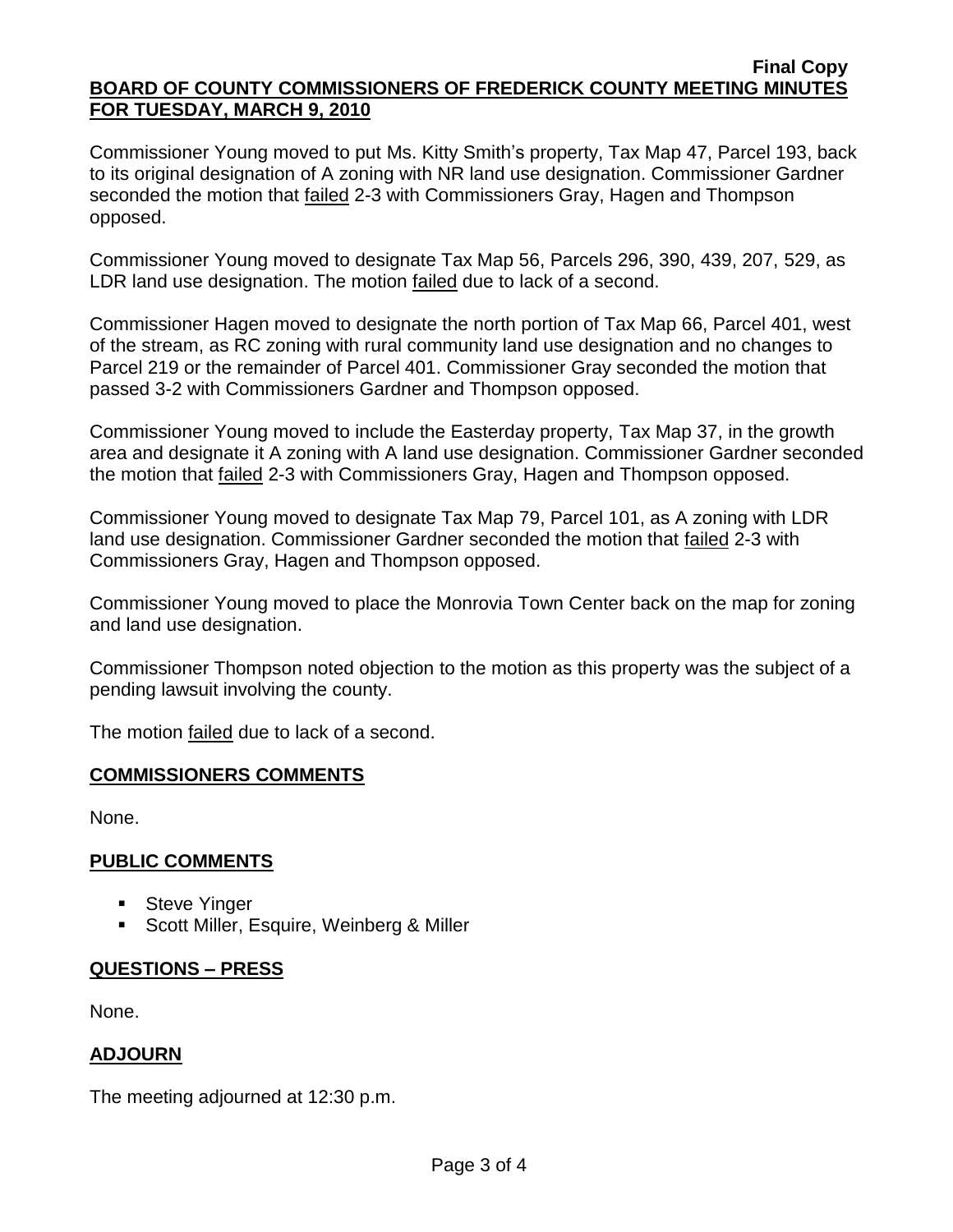Commissioner Young moved to put Ms. Kitty Smith's property, Tax Map 47, Parcel 193, back to its original designation of A zoning with NR land use designation. Commissioner Gardner seconded the motion that failed 2-3 with Commissioners Gray, Hagen and Thompson opposed.

Commissioner Young moved to designate Tax Map 56, Parcels 296, 390, 439, 207, 529, as LDR land use designation. The motion failed due to lack of a second.

Commissioner Hagen moved to designate the north portion of Tax Map 66, Parcel 401, west of the stream, as RC zoning with rural community land use designation and no changes to Parcel 219 or the remainder of Parcel 401. Commissioner Gray seconded the motion that passed 3-2 with Commissioners Gardner and Thompson opposed.

Commissioner Young moved to include the Easterday property, Tax Map 37, in the growth area and designate it A zoning with A land use designation. Commissioner Gardner seconded the motion that failed 2-3 with Commissioners Gray, Hagen and Thompson opposed.

Commissioner Young moved to designate Tax Map 79, Parcel 101, as A zoning with LDR land use designation. Commissioner Gardner seconded the motion that failed 2-3 with Commissioners Gray, Hagen and Thompson opposed.

Commissioner Young moved to place the Monrovia Town Center back on the map for zoning and land use designation.

Commissioner Thompson noted objection to the motion as this property was the subject of a pending lawsuit involving the county.

The motion failed due to lack of a second.

## COMMISSIONERS COMMENTS

None.

## PUBLIC COMMENTS

- Steve Yinger
- Scott Miller, Esquire, Weinberg & Miller

## QUESTIONS – PRESS

None.

## ADJOURN

The meeting adjourned at 12:30 p.m.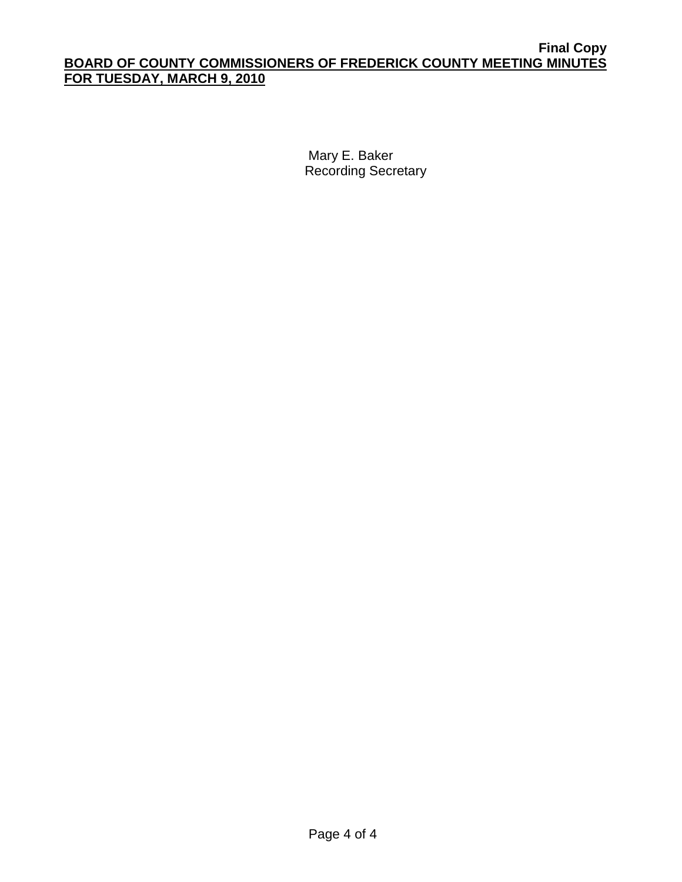Mary E. Baker
Recording Secretary